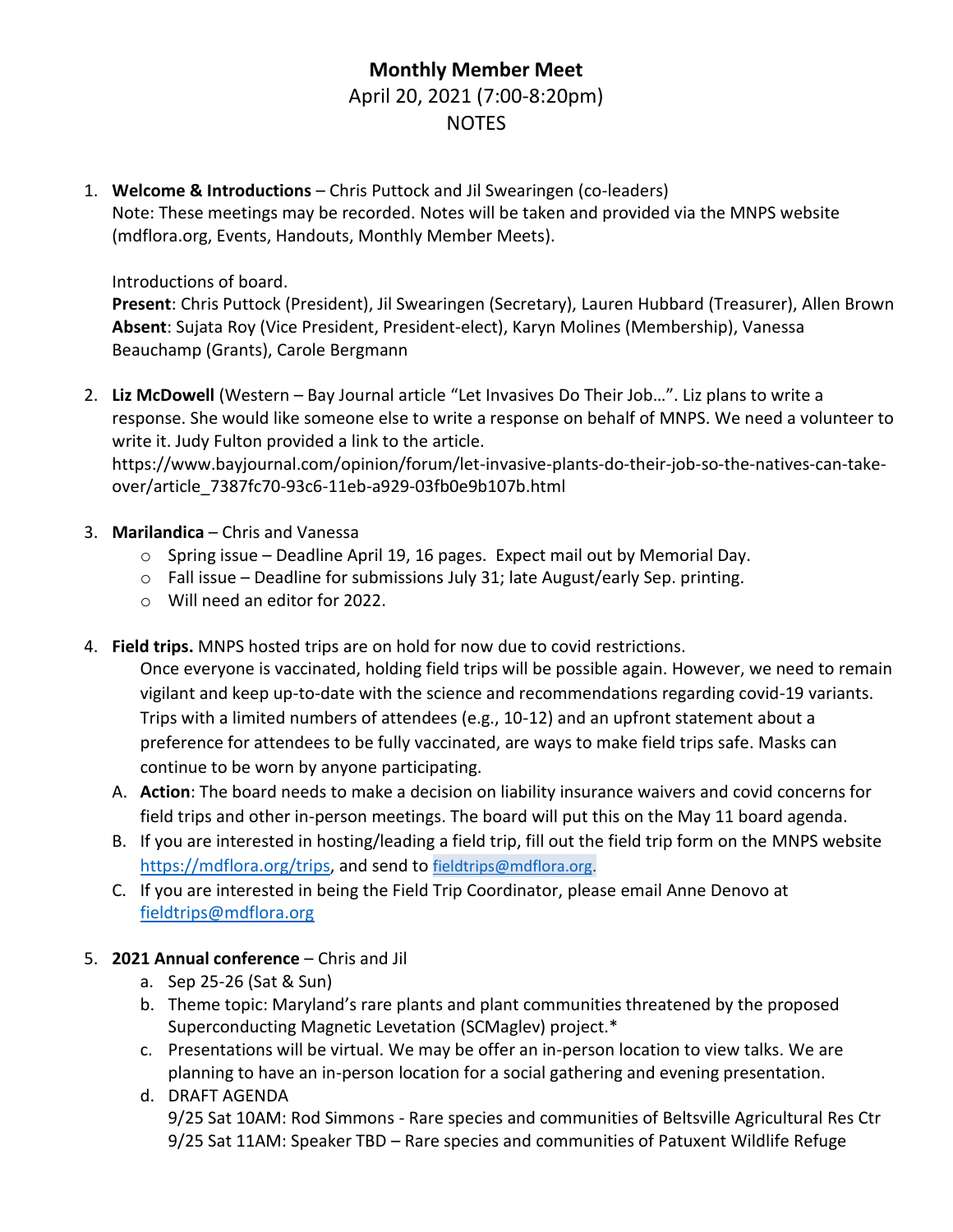# Monthly Member Meet

April 20, 2021 (7:00-8:20pm)

NOTES

1. **Welcome & Introductions** – Chris Puttock and Jil Swearingen (co-leaders)
   Note: These meetings may be recorded. Notes will be taken and provided via the MNPS website (mdflora.org, Events, Handouts, Monthly Member Meets).

   Introductions of board.
   **Present**: Chris Puttock (President), Jil Swearingen (Secretary), Lauren Hubbard (Treasurer), Allen Brown
   **Absent**: Sujata Roy (Vice President, President-elect), Karyn Molines (Membership), Vanessa Beauchamp (Grants), Carole Bergmann

2. **Liz McDowell** (Western – Bay Journal article "Let Invasives Do Their Job…". Liz plans to write a response. She would like someone else to write a response on behalf of MNPS. We need a volunteer to write it. Judy Fulton provided a link to the article.
   https://www.bayjournal.com/opinion/forum/let-invasive-plants-do-their-job-so-the-natives-can-take-over/article_7387fc70-93c6-11eb-a929-03fb0e9b107b.html

3. **Marilandica** – Chris and Vanessa
   - Spring issue – Deadline April 19, 16 pages. Expect mail out by Memorial Day.
   - Fall issue – Deadline for submissions July 31; late August/early Sep. printing.
   - Will need an editor for 2022.

4. **Field trips.** MNPS hosted trips are on hold for now due to covid restrictions.
   Once everyone is vaccinated, holding field trips will be possible again. However, we need to remain vigilant and keep up-to-date with the science and recommendations regarding covid-19 variants. Trips with a limited numbers of attendees (e.g., 10-12) and an upfront statement about a preference for attendees to be fully vaccinated, are ways to make field trips safe. Masks can continue to be worn by anyone participating.
   A. **Action**: The board needs to make a decision on liability insurance waivers and covid concerns for field trips and other in-person meetings. The board will put this on the May 11 board agenda.
   B. If you are interested in hosting/leading a field trip, fill out the field trip form on the MNPS website https://mdflora.org/trips, and send to fieldtrips@mdflora.org.
   C. If you are interested in being the Field Trip Coordinator, please email Anne Denovo at fieldtrips@mdflora.org

5. **2021 Annual conference** – Chris and Jil
   a. Sep 25-26 (Sat & Sun)
   b. Theme topic: Maryland's rare plants and plant communities threatened by the proposed Superconducting Magnetic Levetation (SCMaglev) project.*
   c. Presentations will be virtual. We may be offer an in-person location to view talks. We are planning to have an in-person location for a social gathering and evening presentation.
   d. DRAFT AGENDA
      9/25 Sat 10AM: Rod Simmons - Rare species and communities of Beltsville Agricultural Res Ctr
      9/25 Sat 11AM: Speaker TBD – Rare species and communities of Patuxent Wildlife Refuge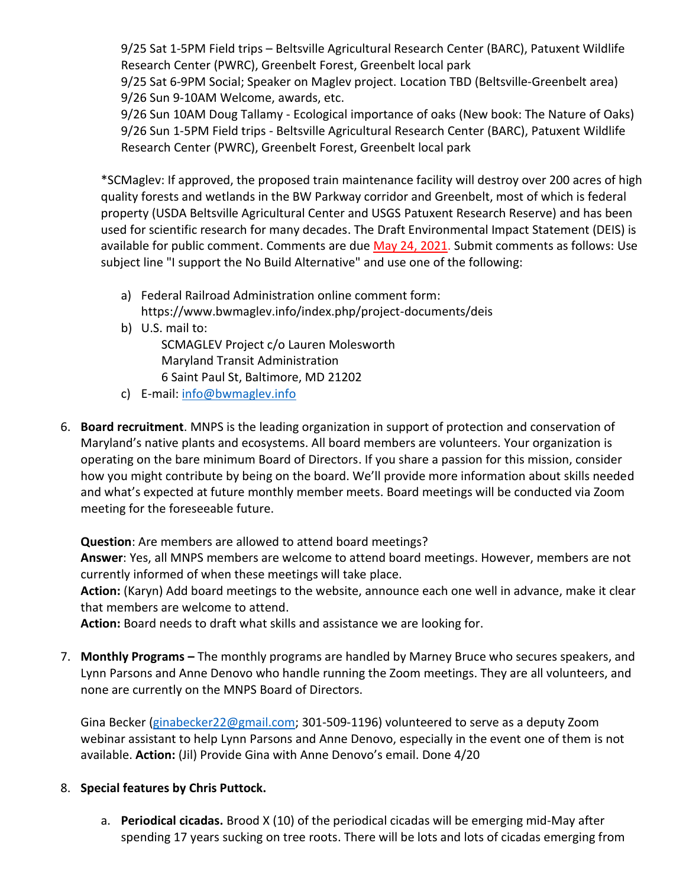9/25 Sat 1-5PM Field trips – Beltsville Agricultural Research Center (BARC), Patuxent Wildlife Research Center (PWRC), Greenbelt Forest, Greenbelt local park
9/25 Sat 6-9PM Social; Speaker on Maglev project. Location TBD (Beltsville-Greenbelt area)
9/26 Sun 9-10AM Welcome, awards, etc.
9/26 Sun 10AM Doug Tallamy - Ecological importance of oaks (New book: The Nature of Oaks)
9/26 Sun 1-5PM Field trips - Beltsville Agricultural Research Center (BARC), Patuxent Wildlife Research Center (PWRC), Greenbelt Forest, Greenbelt local park

*SCMaglev: If approved, the proposed train maintenance facility will destroy over 200 acres of high quality forests and wetlands in the BW Parkway corridor and Greenbelt, most of which is federal property (USDA Beltsville Agricultural Center and USGS Patuxent Research Reserve) and has been used for scientific research for many decades. The Draft Environmental Impact Statement (DEIS) is available for public comment. Comments are due May 24, 2021. Submit comments as follows: Use subject line "I support the No Build Alternative" and use one of the following:

a) Federal Railroad Administration online comment form: https://www.bwmaglev.info/index.php/project-documents/deis
b) U.S. mail to:
   SCMAGLEV Project c/o Lauren Molesworth
   Maryland Transit Administration
   6 Saint Paul St, Baltimore, MD 21202
c) E-mail: info@bwmaglev.info

6. **Board recruitment**. MNPS is the leading organization in support of protection and conservation of Maryland's native plants and ecosystems. All board members are volunteers. Your organization is operating on the bare minimum Board of Directors. If you share a passion for this mission, consider how you might contribute by being on the board. We'll provide more information about skills needed and what's expected at future monthly member meets. Board meetings will be conducted via Zoom meeting for the foreseeable future.

   **Question**: Are members are allowed to attend board meetings?
   **Answer**: Yes, all MNPS members are welcome to attend board meetings. However, members are not currently informed of when these meetings will take place.
   **Action:** (Karyn) Add board meetings to the website, announce each one well in advance, make it clear that members are welcome to attend.
   **Action:** Board needs to draft what skills and assistance we are looking for.

7. **Monthly Programs –** The monthly programs are handled by Marney Bruce who secures speakers, and Lynn Parsons and Anne Denovo who handle running the Zoom meetings. They are all volunteers, and none are currently on the MNPS Board of Directors.

   Gina Becker (ginabecker22@gmail.com; 301-509-1196) volunteered to serve as a deputy Zoom webinar assistant to help Lynn Parsons and Anne Denovo, especially in the event one of them is not available. **Action:** (Jil) Provide Gina with Anne Denovo's email. Done 4/20

8. **Special features by Chris Puttock.**

   a. **Periodical cicadas.** Brood X (10) of the periodical cicadas will be emerging mid-May after spending 17 years sucking on tree roots. There will be lots and lots of cicadas emerging from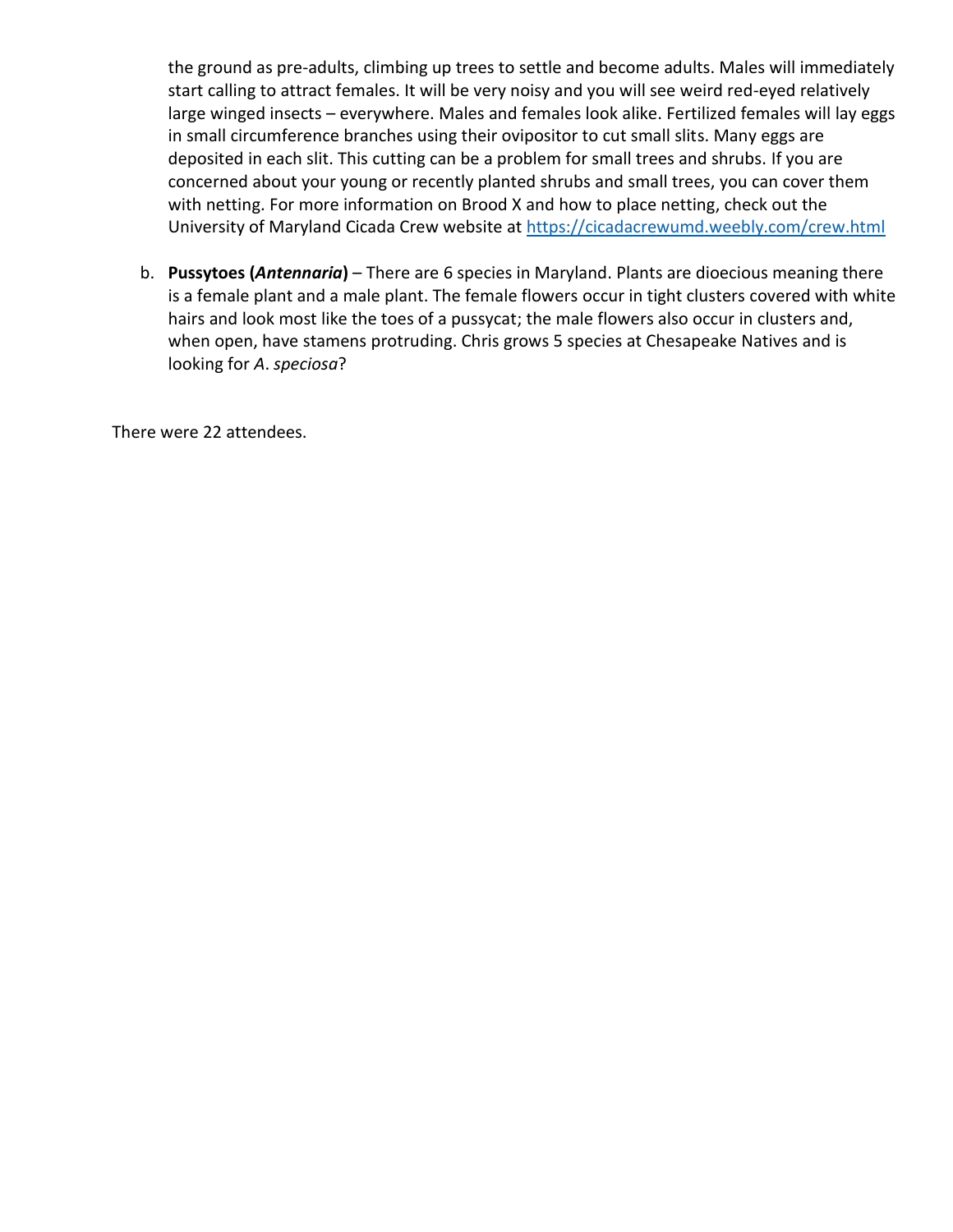the ground as pre-adults, climbing up trees to settle and become adults. Males will immediately start calling to attract females. It will be very noisy and you will see weird red-eyed relatively large winged insects – everywhere. Males and females look alike. Fertilized females will lay eggs in small circumference branches using their ovipositor to cut small slits. Many eggs are deposited in each slit. This cutting can be a problem for small trees and shrubs. If you are concerned about your young or recently planted shrubs and small trees, you can cover them with netting. For more information on Brood X and how to place netting, check out the University of Maryland Cicada Crew website at https://cicadacrewumd.weebly.com/crew.html

b. **Pussytoes (*Antennaria*)** – There are 6 species in Maryland. Plants are dioecious meaning there is a female plant and a male plant. The female flowers occur in tight clusters covered with white hairs and look most like the toes of a pussycat; the male flowers also occur in clusters and, when open, have stamens protruding. Chris grows 5 species at Chesapeake Natives and is looking for *A. speciosa*?

There were 22 attendees.